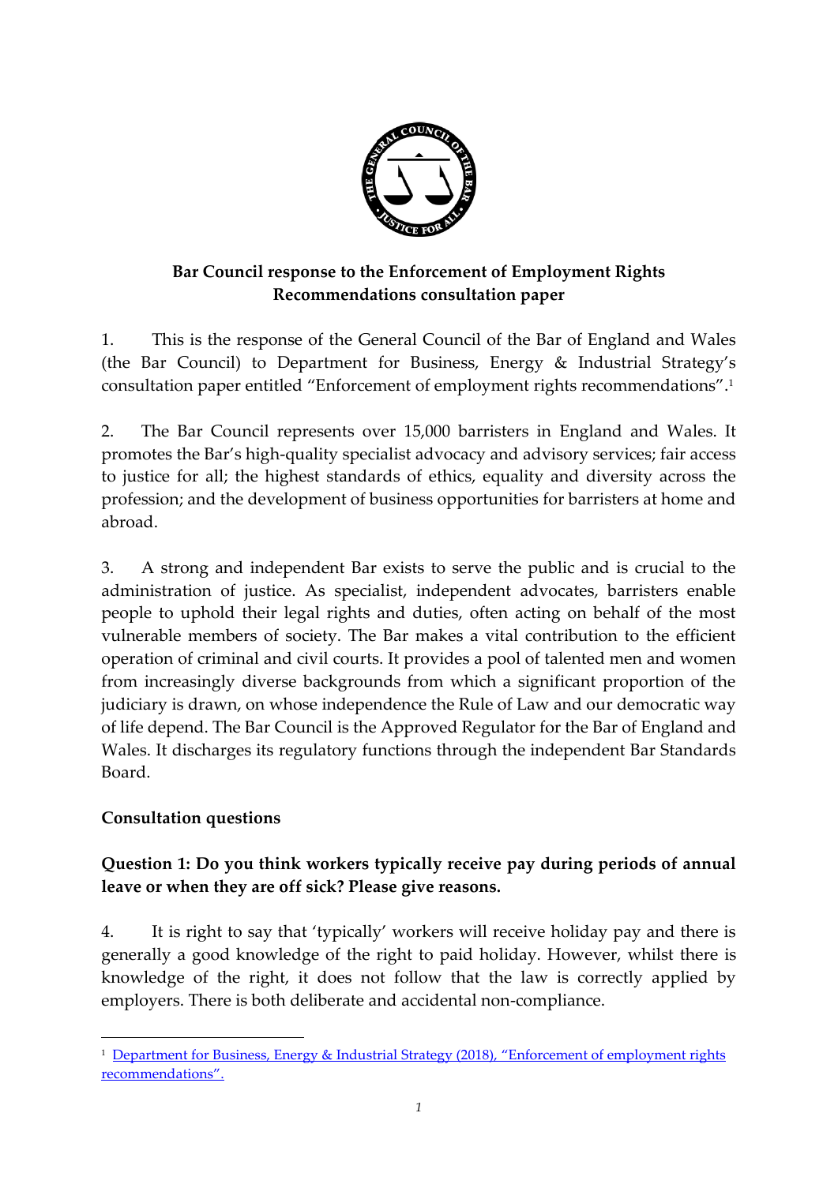**Bar Council response to the Enforcement of Employment Rights Recommendations consultation paper**

1. This is the response of the General Council of the Bar of England and Wales (the Bar Council) to Department for Business, Energy & Industrial Strategy's consultation paper entitled "Enforcement of employment rights recommendations".[1]

2. The Bar Council represents over 15,000 barristers in England and Wales. It promotes the Bar's high-quality specialist advocacy and advisory services; fair access to justice for all; the highest standards of ethics, equality and diversity across the profession; and the development of business opportunities for barristers at home and abroad.

3. A strong and independent Bar exists to serve the public and is crucial to the administration of justice. As specialist, independent advocates, barristers enable people to uphold their legal rights and duties, often acting on behalf of the most vulnerable members of society. The Bar makes a vital contribution to the efficient operation of criminal and civil courts. It provides a pool of talented men and women from increasingly diverse backgrounds from which a significant proportion of the judiciary is drawn, on whose independence the Rule of Law and our democratic way of life depend. The Bar Council is the Approved Regulator for the Bar of England and Wales. It discharges its regulatory functions through the independent Bar Standards Board.

**Consultation questions**

**Question 1: Do you think workers typically receive pay during periods of annual leave or when they are off sick? Please give reasons.**

4. It is right to say that 'typically' workers will receive holiday pay and there is generally a good knowledge of the right to paid holiday. However, whilst there is knowledge of the right, it does not follow that the law is correctly applied by employers. There is both deliberate and accidental non-compliance.

[1] Department for Business, Energy & Industrial Strategy (2018), "Enforcement of employment rights recommendations".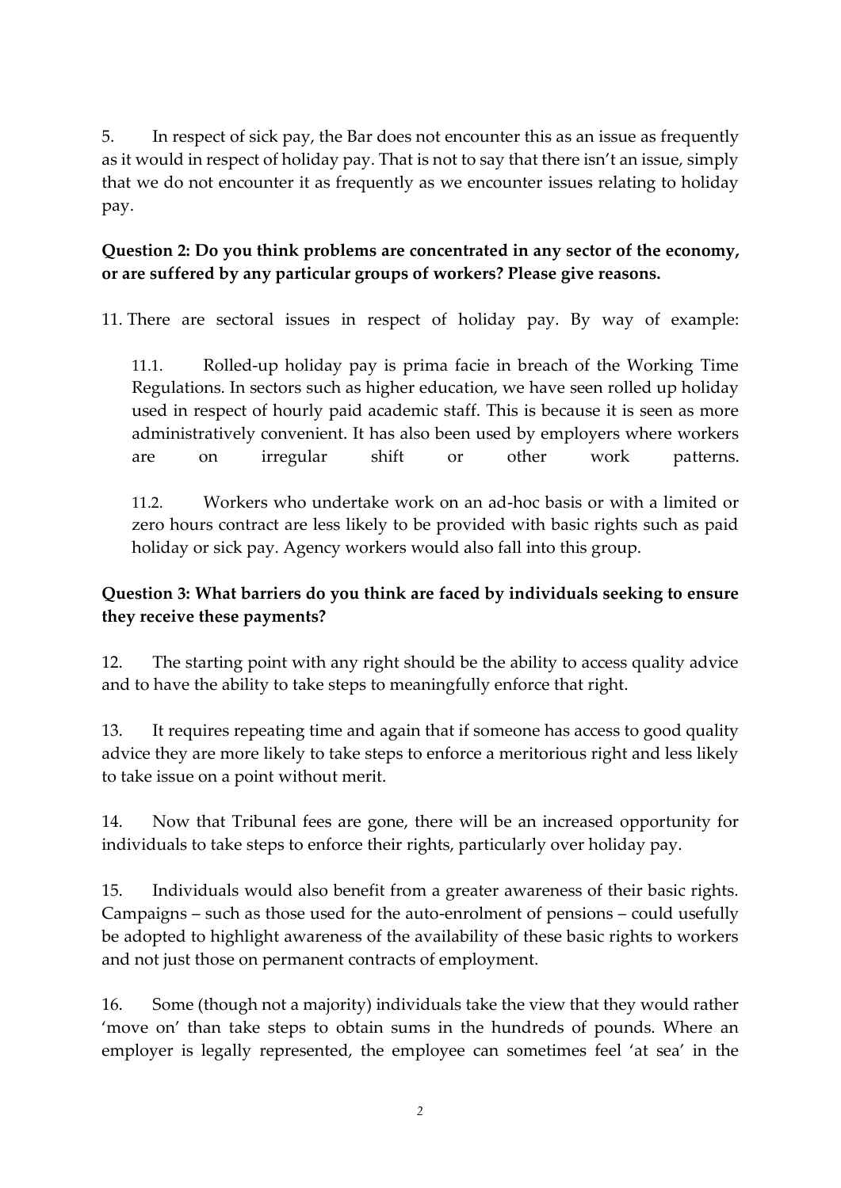5. In respect of sick pay, the Bar does not encounter this as an issue as frequently as it would in respect of holiday pay. That is not to say that there isn't an issue, simply that we do not encounter it as frequently as we encounter issues relating to holiday pay.

**Question 2: Do you think problems are concentrated in any sector of the economy, or are suffered by any particular groups of workers? Please give reasons.**

11. There are sectoral issues in respect of holiday pay. By way of example:

11.1. Rolled-up holiday pay is prima facie in breach of the Working Time Regulations. In sectors such as higher education, we have seen rolled up holiday used in respect of hourly paid academic staff. This is because it is seen as more administratively convenient. It has also been used by employers where workers are on irregular shift or other work patterns.

11.2. Workers who undertake work on an ad-hoc basis or with a limited or zero hours contract are less likely to be provided with basic rights such as paid holiday or sick pay. Agency workers would also fall into this group.

**Question 3: What barriers do you think are faced by individuals seeking to ensure they receive these payments?**

12. The starting point with any right should be the ability to access quality advice and to have the ability to take steps to meaningfully enforce that right.

13. It requires repeating time and again that if someone has access to good quality advice they are more likely to take steps to enforce a meritorious right and less likely to take issue on a point without merit.

14. Now that Tribunal fees are gone, there will be an increased opportunity for individuals to take steps to enforce their rights, particularly over holiday pay.

15. Individuals would also benefit from a greater awareness of their basic rights. Campaigns – such as those used for the auto-enrolment of pensions – could usefully be adopted to highlight awareness of the availability of these basic rights to workers and not just those on permanent contracts of employment.

16. Some (though not a majority) individuals take the view that they would rather 'move on' than take steps to obtain sums in the hundreds of pounds. Where an employer is legally represented, the employee can sometimes feel 'at sea' in the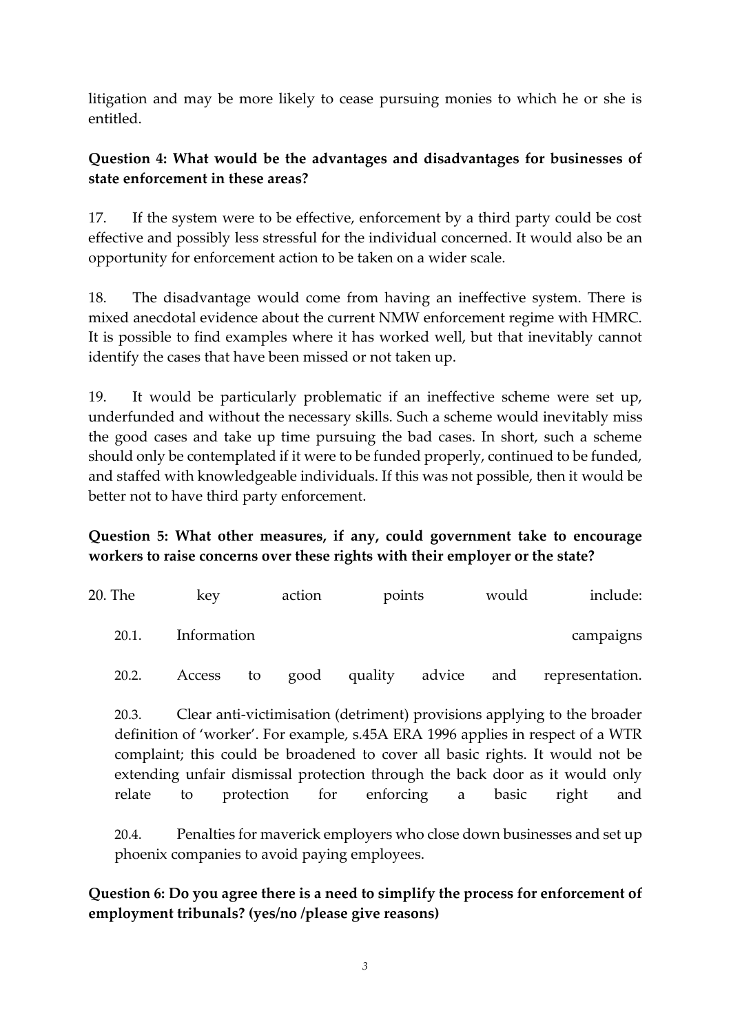litigation and may be more likely to cease pursuing monies to which he or she is entitled.

**Question 4: What would be the advantages and disadvantages for businesses of state enforcement in these areas?**

17. If the system were to be effective, enforcement by a third party could be cost effective and possibly less stressful for the individual concerned. It would also be an opportunity for enforcement action to be taken on a wider scale.

18. The disadvantage would come from having an ineffective system. There is mixed anecdotal evidence about the current NMW enforcement regime with HMRC. It is possible to find examples where it has worked well, but that inevitably cannot identify the cases that have been missed or not taken up.

19. It would be particularly problematic if an ineffective scheme were set up, underfunded and without the necessary skills. Such a scheme would inevitably miss the good cases and take up time pursuing the bad cases. In short, such a scheme should only be contemplated if it were to be funded properly, continued to be funded, and staffed with knowledgeable individuals. If this was not possible, then it would be better not to have third party enforcement.

**Question 5: What other measures, if any, could government take to encourage workers to raise concerns over these rights with their employer or the state?**

20. The key action points would include:

20.1. Information campaigns

20.2. Access to good quality advice and representation.

20.3. Clear anti-victimisation (detriment) provisions applying to the broader definition of 'worker'. For example, s.45A ERA 1996 applies in respect of a WTR complaint; this could be broadened to cover all basic rights. It would not be extending unfair dismissal protection through the back door as it would only relate to protection for enforcing a basic right and

20.4. Penalties for maverick employers who close down businesses and set up phoenix companies to avoid paying employees.

**Question 6: Do you agree there is a need to simplify the process for enforcement of employment tribunals? (yes/no /please give reasons)**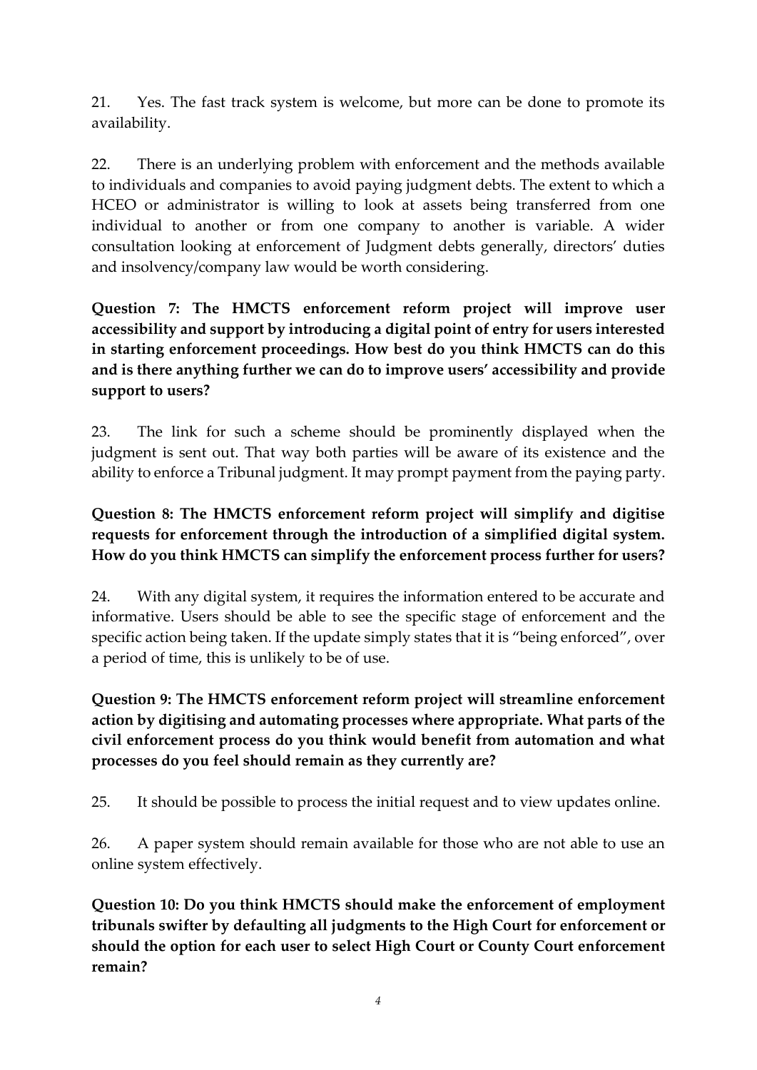21. Yes. The fast track system is welcome, but more can be done to promote its availability.

22. There is an underlying problem with enforcement and the methods available to individuals and companies to avoid paying judgment debts. The extent to which a HCEO or administrator is willing to look at assets being transferred from one individual to another or from one company to another is variable. A wider consultation looking at enforcement of Judgment debts generally, directors' duties and insolvency/company law would be worth considering.

**Question 7: The HMCTS enforcement reform project will improve user accessibility and support by introducing a digital point of entry for users interested in starting enforcement proceedings. How best do you think HMCTS can do this and is there anything further we can do to improve users' accessibility and provide support to users?**

23. The link for such a scheme should be prominently displayed when the judgment is sent out. That way both parties will be aware of its existence and the ability to enforce a Tribunal judgment. It may prompt payment from the paying party.

**Question 8: The HMCTS enforcement reform project will simplify and digitise requests for enforcement through the introduction of a simplified digital system. How do you think HMCTS can simplify the enforcement process further for users?**

24. With any digital system, it requires the information entered to be accurate and informative. Users should be able to see the specific stage of enforcement and the specific action being taken. If the update simply states that it is "being enforced", over a period of time, this is unlikely to be of use.

**Question 9: The HMCTS enforcement reform project will streamline enforcement action by digitising and automating processes where appropriate. What parts of the civil enforcement process do you think would benefit from automation and what processes do you feel should remain as they currently are?**

25. It should be possible to process the initial request and to view updates online.

26. A paper system should remain available for those who are not able to use an online system effectively.

**Question 10: Do you think HMCTS should make the enforcement of employment tribunals swifter by defaulting all judgments to the High Court for enforcement or should the option for each user to select High Court or County Court enforcement remain?**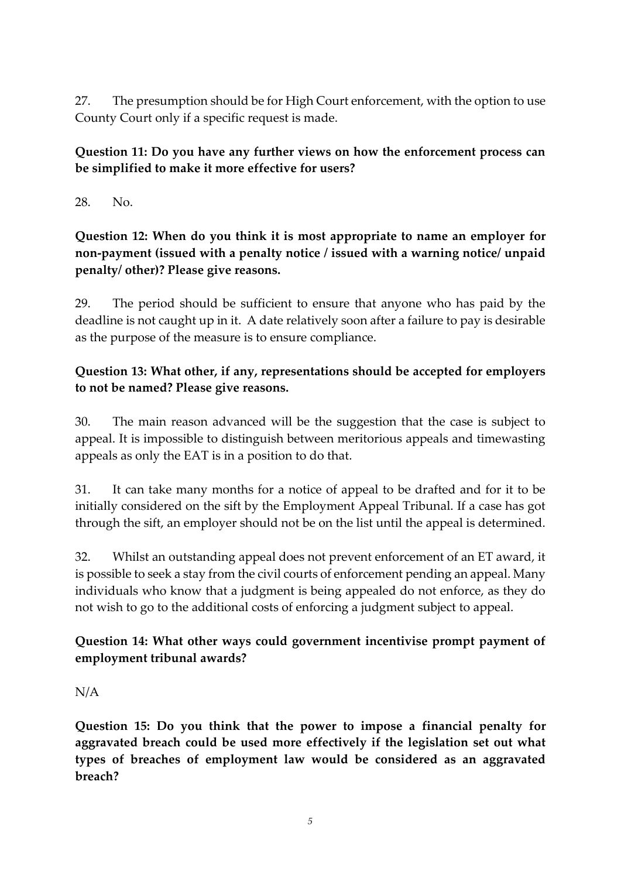27. The presumption should be for High Court enforcement, with the option to use County Court only if a specific request is made.

**Question 11: Do you have any further views on how the enforcement process can be simplified to make it more effective for users?**

28. No.

**Question 12: When do you think it is most appropriate to name an employer for non-payment (issued with a penalty notice / issued with a warning notice/ unpaid penalty/ other)? Please give reasons.**

29. The period should be sufficient to ensure that anyone who has paid by the deadline is not caught up in it. A date relatively soon after a failure to pay is desirable as the purpose of the measure is to ensure compliance.

**Question 13: What other, if any, representations should be accepted for employers to not be named? Please give reasons.**

30. The main reason advanced will be the suggestion that the case is subject to appeal. It is impossible to distinguish between meritorious appeals and timewasting appeals as only the EAT is in a position to do that.

31. It can take many months for a notice of appeal to be drafted and for it to be initially considered on the sift by the Employment Appeal Tribunal. If a case has got through the sift, an employer should not be on the list until the appeal is determined.

32. Whilst an outstanding appeal does not prevent enforcement of an ET award, it is possible to seek a stay from the civil courts of enforcement pending an appeal. Many individuals who know that a judgment is being appealed do not enforce, as they do not wish to go to the additional costs of enforcing a judgment subject to appeal.

**Question 14: What other ways could government incentivise prompt payment of employment tribunal awards?**

N/A

**Question 15: Do you think that the power to impose a financial penalty for aggravated breach could be used more effectively if the legislation set out what types of breaches of employment law would be considered as an aggravated breach?**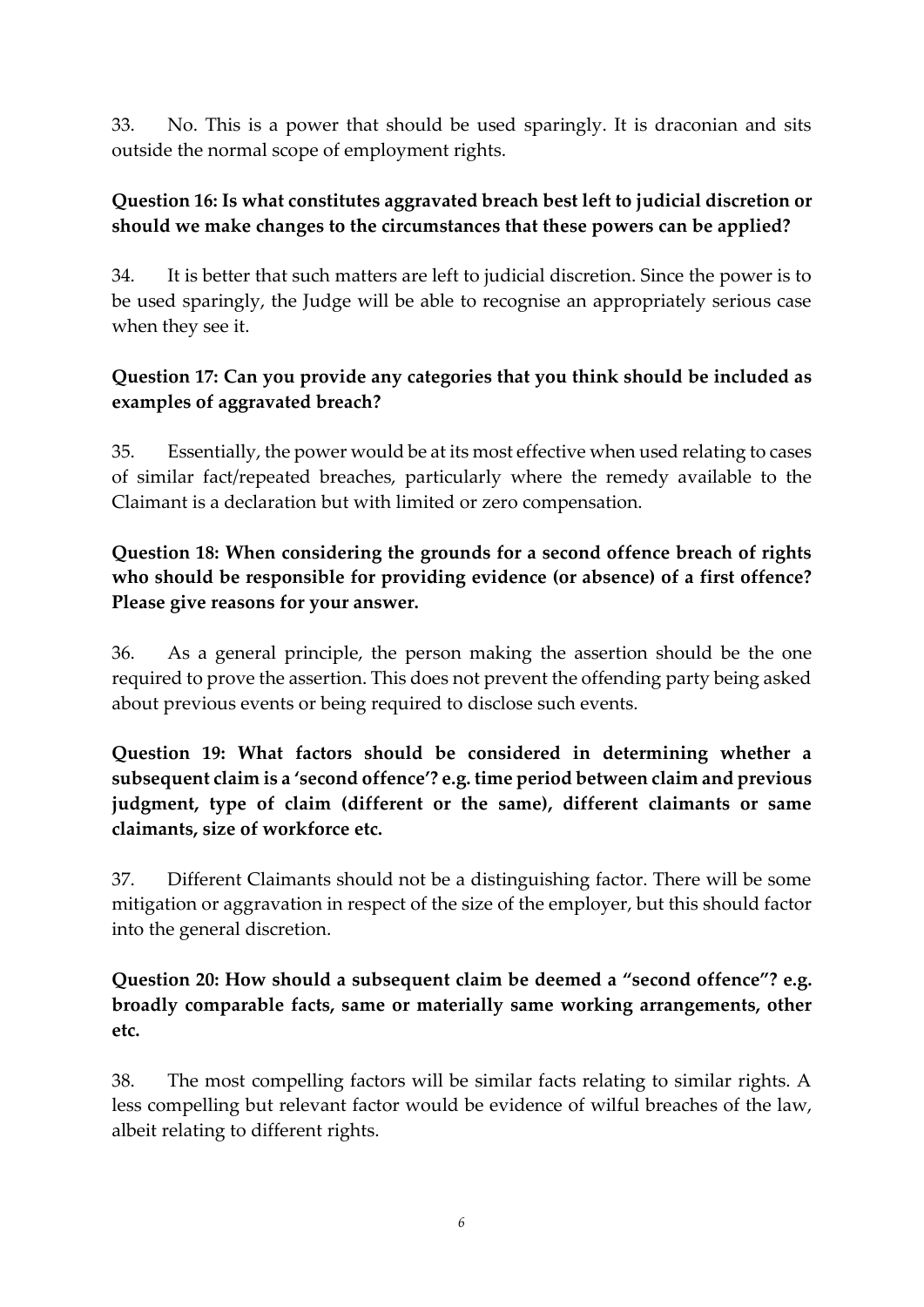33. No. This is a power that should be used sparingly. It is draconian and sits outside the normal scope of employment rights.

**Question 16: Is what constitutes aggravated breach best left to judicial discretion or should we make changes to the circumstances that these powers can be applied?**

34. It is better that such matters are left to judicial discretion. Since the power is to be used sparingly, the Judge will be able to recognise an appropriately serious case when they see it.

**Question 17: Can you provide any categories that you think should be included as examples of aggravated breach?**

35. Essentially, the power would be at its most effective when used relating to cases of similar fact/repeated breaches, particularly where the remedy available to the Claimant is a declaration but with limited or zero compensation.

**Question 18: When considering the grounds for a second offence breach of rights who should be responsible for providing evidence (or absence) of a first offence? Please give reasons for your answer.**

36. As a general principle, the person making the assertion should be the one required to prove the assertion. This does not prevent the offending party being asked about previous events or being required to disclose such events.

**Question 19: What factors should be considered in determining whether a subsequent claim is a 'second offence'? e.g. time period between claim and previous judgment, type of claim (different or the same), different claimants or same claimants, size of workforce etc.**

37. Different Claimants should not be a distinguishing factor. There will be some mitigation or aggravation in respect of the size of the employer, but this should factor into the general discretion.

**Question 20: How should a subsequent claim be deemed a "second offence"? e.g. broadly comparable facts, same or materially same working arrangements, other etc.**

38. The most compelling factors will be similar facts relating to similar rights. A less compelling but relevant factor would be evidence of wilful breaches of the law, albeit relating to different rights.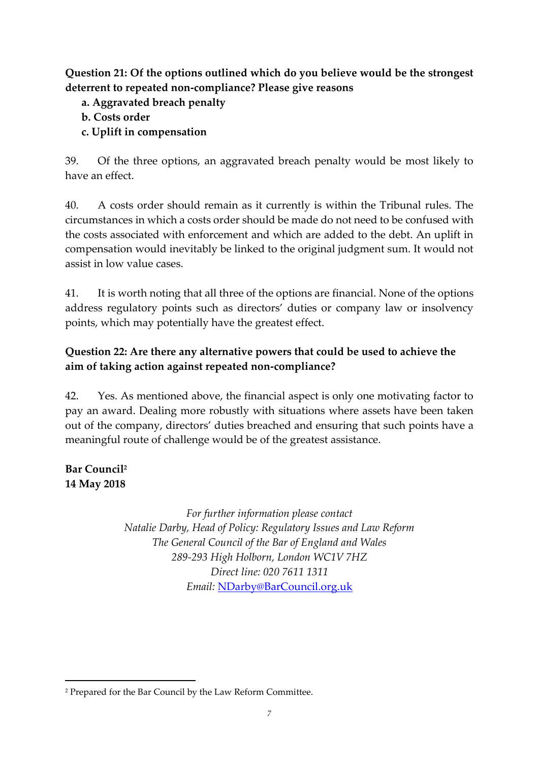**Question 21: Of the options outlined which do you believe would be the strongest deterrent to repeated non-compliance? Please give reasons**

**a. Aggravated breach penalty**
**b. Costs order**
**c. Uplift in compensation**

39. Of the three options, an aggravated breach penalty would be most likely to have an effect.

40. A costs order should remain as it currently is within the Tribunal rules. The circumstances in which a costs order should be made do not need to be confused with the costs associated with enforcement and which are added to the debt. An uplift in compensation would inevitably be linked to the original judgment sum. It would not assist in low value cases.

41. It is worth noting that all three of the options are financial. None of the options address regulatory points such as directors' duties or company law or insolvency points, which may potentially have the greatest effect.

**Question 22: Are there any alternative powers that could be used to achieve the aim of taking action against repeated non-compliance?**

42. Yes. As mentioned above, the financial aspect is only one motivating factor to pay an award. Dealing more robustly with situations where assets have been taken out of the company, directors' duties breached and ensuring that such points have a meaningful route of challenge would be of the greatest assistance.

**Bar Council[2]**
**14 May 2018**

*For further information please contact*
*Natalie Darby, Head of Policy: Regulatory Issues and Law Reform*
*The General Council of the Bar of England and Wales*
*289-293 High Holborn, London WC1V 7HZ*
*Direct line: 020 7611 1311*
*Email:* NDarby@BarCouncil.org.uk

[2] Prepared for the Bar Council by the Law Reform Committee.